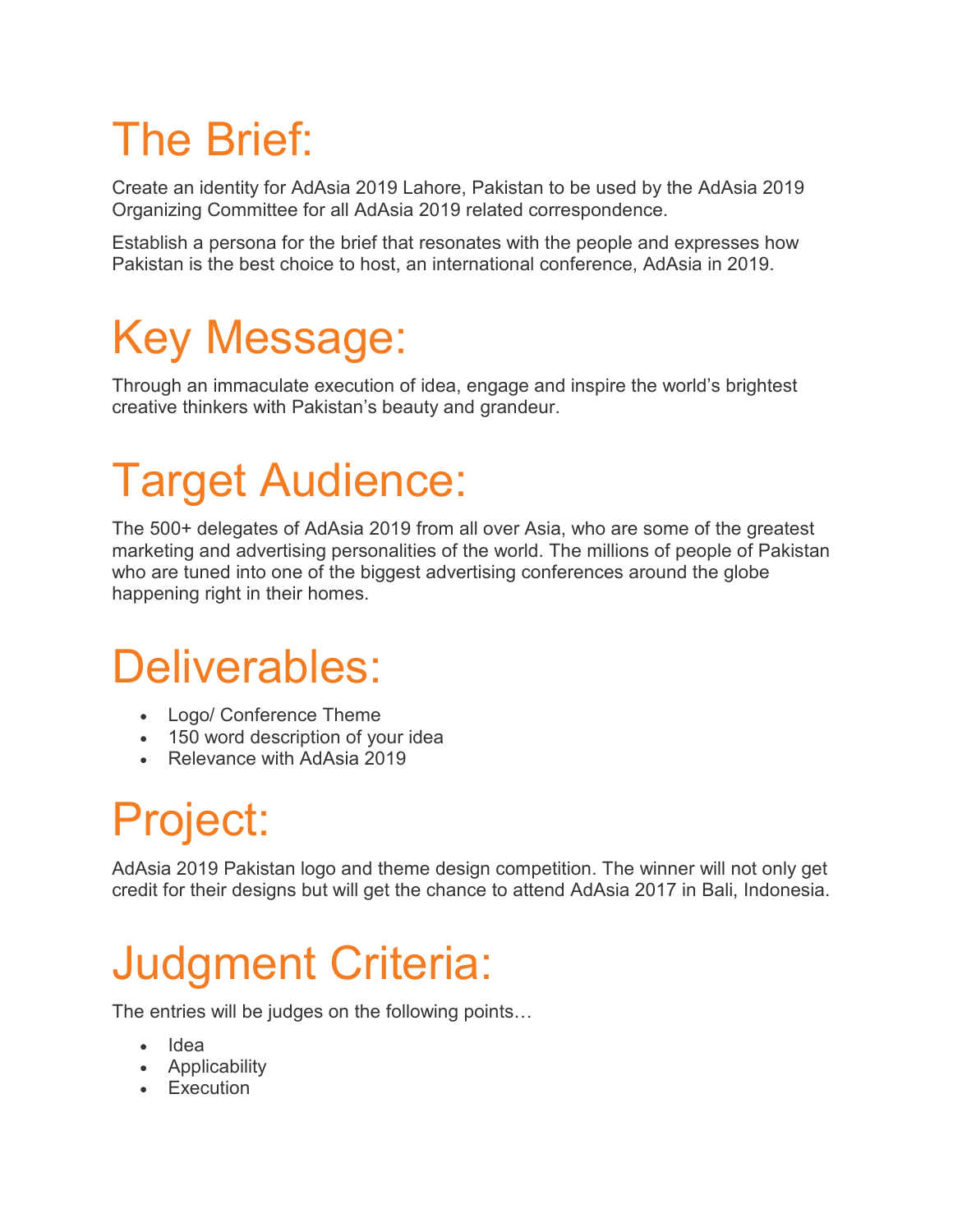# The Brief:

Create an identity for AdAsia 2019 Lahore, Pakistan to be used by the AdAsia 2019 Organizing Committee for all AdAsia 2019 related correspondence.

Establish a persona for the brief that resonates with the people and expresses how Pakistan is the best choice to host, an international conference, AdAsia in 2019.

# Key Message:

Through an immaculate execution of idea, engage and inspire the world's brightest creative thinkers with Pakistan's beauty and grandeur.

# Target Audience:

The 500+ delegates of AdAsia 2019 from all over Asia, who are some of the greatest marketing and advertising personalities of the world. The millions of people of Pakistan who are tuned into one of the biggest advertising conferences around the globe happening right in their homes.

# Deliverables:

- Logo/ Conference Theme
- 150 word description of your idea
- Relevance with AdAsia 2019

# Project:

AdAsia 2019 Pakistan logo and theme design competition. The winner will not only get credit for their designs but will get the chance to attend AdAsia 2017 in Bali, Indonesia.

# Judgment Criteria:

The entries will be judges on the following points…

- Idea
- Applicability
- Execution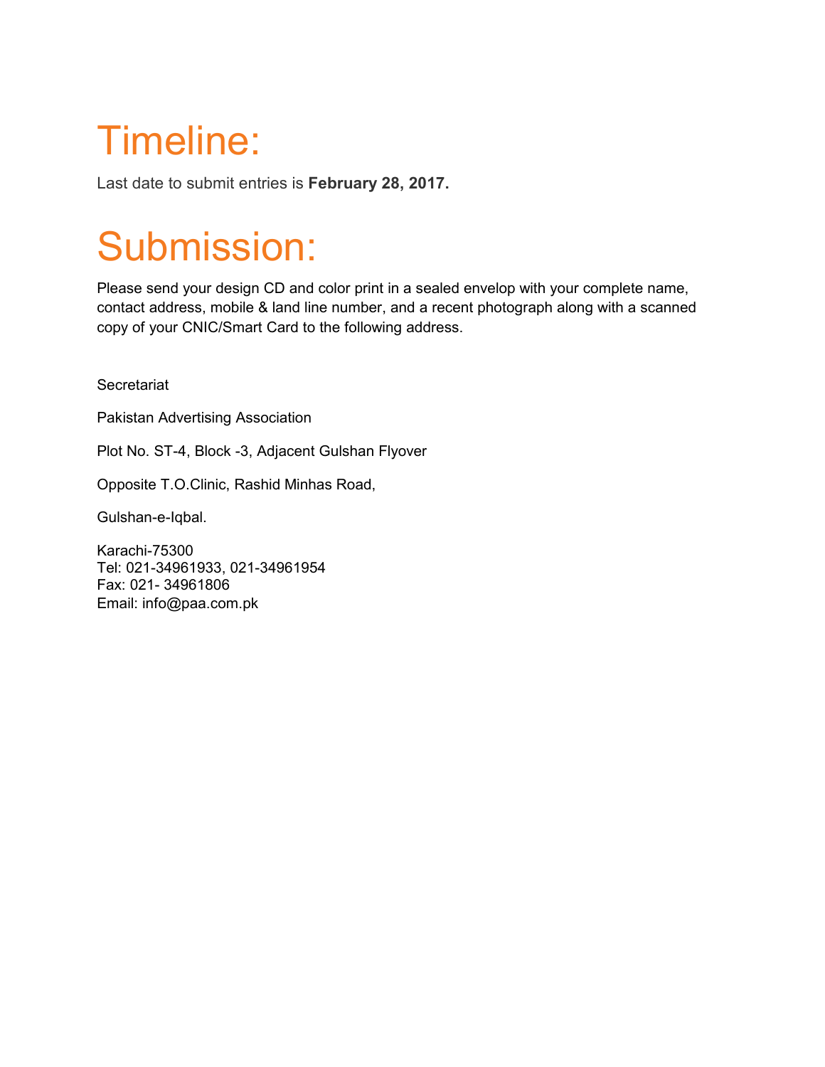# Timeline:

Last date to submit entries is **February 28, 2017.**

# Submission:

Please send your design CD and color print in a sealed envelop with your complete name, contact address, mobile & land line number, and a recent photograph along with a scanned copy of your CNIC/Smart Card to the following address.

Secretariat

Pakistan Advertising Association

Plot No. ST-4, Block -3, Adjacent Gulshan Flyover

Opposite T.O.Clinic, Rashid Minhas Road,

Gulshan-e-Iqbal.

Karachi-75300  
Tel: 021-34961933, 021-34961954  
Fax: 021- 34961806  
Email: info@paa.com.pk